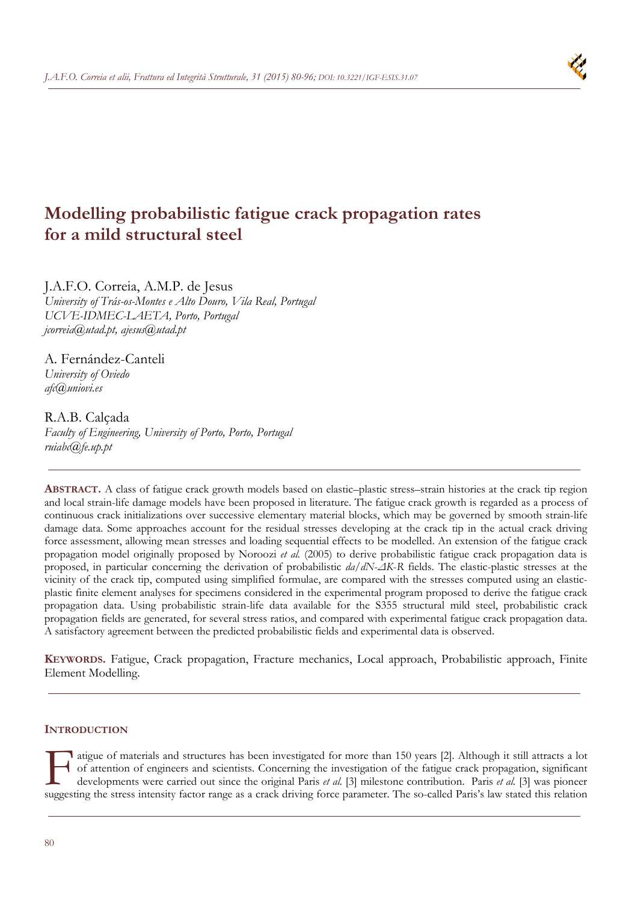# Modelling probabilistic fatigue crack propagation rates for a mild structural steel

J.A.F.O. Correia, A.M.P. de Jesus
*University of Trás-os-Montes e Alto Douro, Vila Real, Portugal*
*UCVE-IDMEC-LAETA, Porto, Portugal*
*jcorreia@utad.pt, ajesus@utad.pt*

A. Fernández-Canteli
*University of Oviedo*
*afc@uniovi.es*

R.A.B. Calçada
*Faculty of Engineering, University of Porto, Porto, Portugal*
*ruiabc@fe.up.pt*

---

**ABSTRACT.** A class of fatigue crack growth models based on elastic–plastic stress–strain histories at the crack tip region and local strain-life damage models have been proposed in literature. The fatigue crack growth is regarded as a process of continuous crack initializations over successive elementary material blocks, which may be governed by smooth strain-life damage data. Some approaches account for the residual stresses developing at the crack tip in the actual crack driving force assessment, allowing mean stresses and loading sequential effects to be modelled. An extension of the fatigue crack propagation model originally proposed by Noroozi *et al.* (2005) to derive probabilistic fatigue crack propagation data is proposed, in particular concerning the derivation of probabilistic *da/dN-ΔK-R* fields. The elastic-plastic stresses at the vicinity of the crack tip, computed using simplified formulae, are compared with the stresses computed using an elastic-plastic finite element analyses for specimens considered in the experimental program proposed to derive the fatigue crack propagation data. Using probabilistic strain-life data available for the S355 structural mild steel, probabilistic crack propagation fields are generated, for several stress ratios, and compared with experimental fatigue crack propagation data. A satisfactory agreement between the predicted probabilistic fields and experimental data is observed.

**KEYWORDS.** Fatigue, Crack propagation, Fracture mechanics, Local approach, Probabilistic approach, Finite Element Modelling.

---

## INTRODUCTION

Fatigue of materials and structures has been investigated for more than 150 years [2]. Although it still attracts a lot of attention of engineers and scientists. Concerning the investigation of the fatigue crack propagation, significant developments were carried out since the original Paris *et al.* [3] milestone contribution. Paris *et al.* [3] was pioneer suggesting the stress intensity factor range as a crack driving force parameter. The so-called Paris's law stated this relation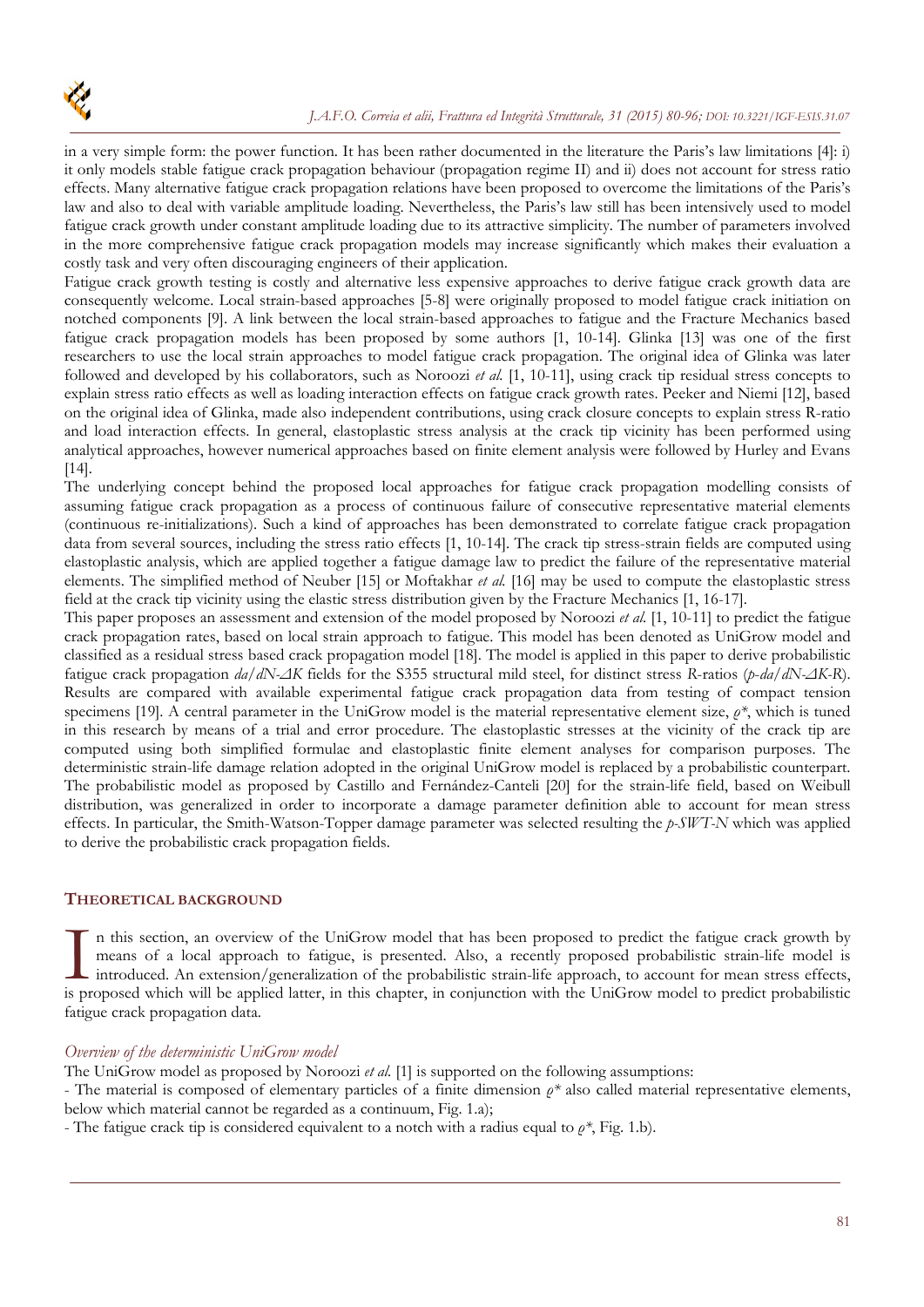in a very simple form: the power function. It has been rather documented in the literature the Paris's law limitations [4]: i) it only models stable fatigue crack propagation behaviour (propagation regime II) and ii) does not account for stress ratio effects. Many alternative fatigue crack propagation relations have been proposed to overcome the limitations of the Paris's law and also to deal with variable amplitude loading. Nevertheless, the Paris's law still has been intensively used to model fatigue crack growth under constant amplitude loading due to its attractive simplicity. The number of parameters involved in the more comprehensive fatigue crack propagation models may increase significantly which makes their evaluation a costly task and very often discouraging engineers of their application.

Fatigue crack growth testing is costly and alternative less expensive approaches to derive fatigue crack growth data are consequently welcome. Local strain-based approaches [5-8] were originally proposed to model fatigue crack initiation on notched components [9]. A link between the local strain-based approaches to fatigue and the Fracture Mechanics based fatigue crack propagation models has been proposed by some authors [1, 10-14]. Glinka [13] was one of the first researchers to use the local strain approaches to model fatigue crack propagation. The original idea of Glinka was later followed and developed by his collaborators, such as Noroozi *et al.* [1, 10-11], using crack tip residual stress concepts to explain stress ratio effects as well as loading interaction effects on fatigue crack growth rates. Peeker and Niemi [12], based on the original idea of Glinka, made also independent contributions, using crack closure concepts to explain stress R-ratio and load interaction effects. In general, elastoplastic stress analysis at the crack tip vicinity has been performed using analytical approaches, however numerical approaches based on finite element analysis were followed by Hurley and Evans [14].

The underlying concept behind the proposed local approaches for fatigue crack propagation modelling consists of assuming fatigue crack propagation as a process of continuous failure of consecutive representative material elements (continuous re-initializations). Such a kind of approaches has been demonstrated to correlate fatigue crack propagation data from several sources, including the stress ratio effects [1, 10-14]. The crack tip stress-strain fields are computed using elastoplastic analysis, which are applied together a fatigue damage law to predict the failure of the representative material elements. The simplified method of Neuber [15] or Moftakhar *et al.* [16] may be used to compute the elastoplastic stress field at the crack tip vicinity using the elastic stress distribution given by the Fracture Mechanics [1, 16-17].

This paper proposes an assessment and extension of the model proposed by Noroozi *et al.* [1, 10-11] to predict the fatigue crack propagation rates, based on local strain approach to fatigue. This model has been denoted as UniGrow model and classified as a residual stress based crack propagation model [18]. The model is applied in this paper to derive probabilistic fatigue crack propagation $da/dN$-$\Delta K$ fields for the S355 structural mild steel, for distinct stress *R*-ratios ($p$-$da/dN$-$\Delta K$-$R$). Results are compared with available experimental fatigue crack propagation data from testing of compact tension specimens [19]. A central parameter in the UniGrow model is the material representative element size, $\rho^*$, which is tuned in this research by means of a trial and error procedure. The elastoplastic stresses at the vicinity of the crack tip are computed using both simplified formulae and elastoplastic finite element analyses for comparison purposes. The deterministic strain-life damage relation adopted in the original UniGrow model is replaced by a probabilistic counterpart. The probabilistic model as proposed by Castillo and Fernández-Canteli [20] for the strain-life field, based on Weibull distribution, was generalized in order to incorporate a damage parameter definition able to account for mean stress effects. In particular, the Smith-Watson-Topper damage parameter was selected resulting the *p-SWT-N* which was applied to derive the probabilistic crack propagation fields.

## THEORETICAL BACKGROUND

In this section, an overview of the UniGrow model that has been proposed to predict the fatigue crack growth by means of a local approach to fatigue, is presented. Also, a recently proposed probabilistic strain-life model is introduced. An extension/generalization of the probabilistic strain-life approach, to account for mean stress effects, is proposed which will be applied latter, in this chapter, in conjunction with the UniGrow model to predict probabilistic fatigue crack propagation data.

### *Overview of the deterministic UniGrow model*

The UniGrow model as proposed by Noroozi *et al.* [1] is supported on the following assumptions:

- The material is composed of elementary particles of a finite dimension $\rho^*$ also called material representative elements, below which material cannot be regarded as a continuum, Fig. 1.a);
- The fatigue crack tip is considered equivalent to a notch with a radius equal to $\rho^*$, Fig. 1.b).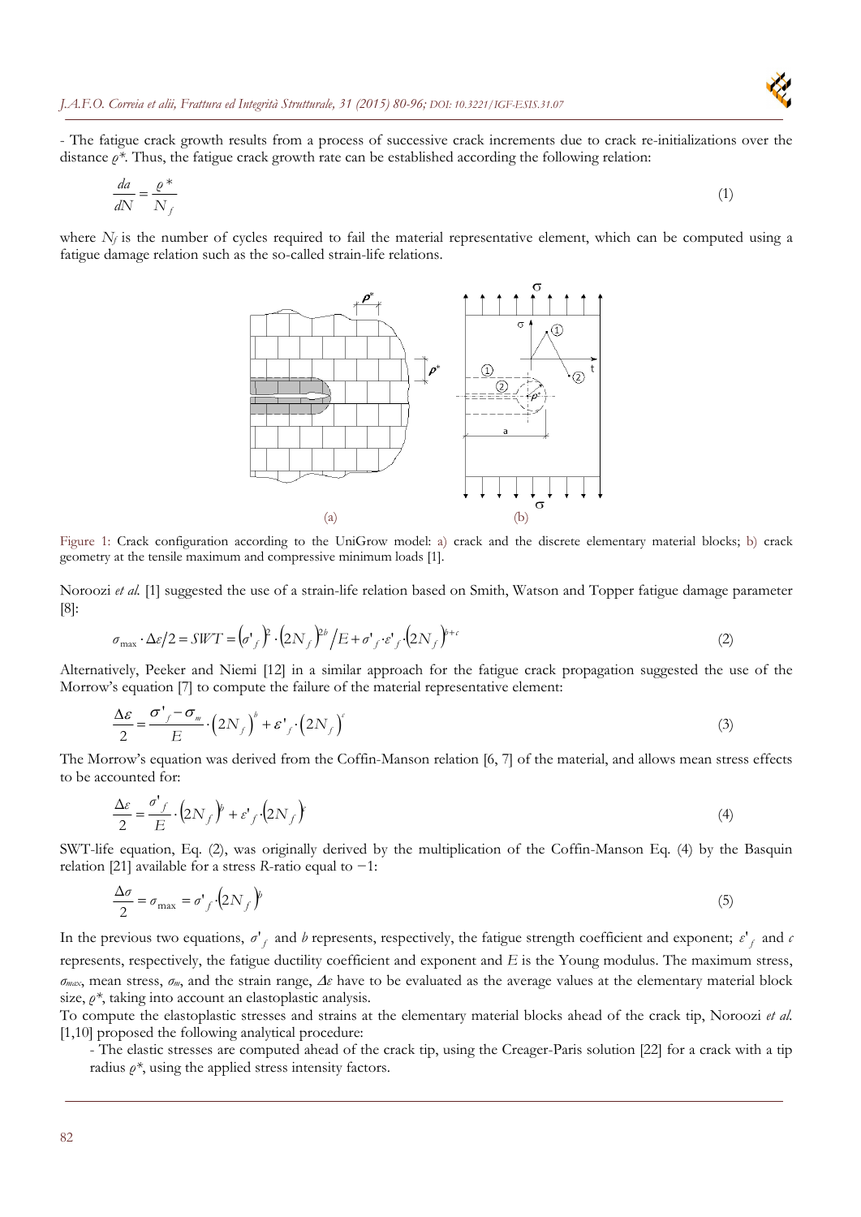- The fatigue crack growth results from a process of successive crack increments due to crack re-initializations over the distance $\rho^*$. Thus, the fatigue crack growth rate can be established according the following relation:

$$\frac{da}{dN} = \frac{\rho^*}{N_f} \tag{1}$$

where $N_f$ is the number of cycles required to fail the material representative element, which can be computed using a fatigue damage relation such as the so-called strain-life relations.

Figure 1: Crack configuration according to the UniGrow model: a) crack and the discrete elementary material blocks; b) crack geometry at the tensile maximum and compressive minimum loads [1].

Noroozi *et al.* [1] suggested the use of a strain-life relation based on Smith, Watson and Topper fatigue damage parameter [8]:

$$\sigma_{\max} \cdot \Delta\varepsilon/2 = SWT = \left(\sigma'_f\right)^2 \cdot \left(2N_f\right)^{2b} / E + \sigma'_f \cdot \varepsilon'_f \cdot \left(2N_f\right)^{b+c} \tag{2}$$

Alternatively, Peeker and Niemi [12] in a similar approach for the fatigue crack propagation suggested the use of the Morrow's equation [7] to compute the failure of the material representative element:

$$\frac{\Delta\varepsilon}{2} = \frac{\sigma'_f - \sigma_m}{E} \cdot \left(2N_f\right)^b + \varepsilon'_f \cdot \left(2N_f\right)^c \tag{3}$$

The Morrow's equation was derived from the Coffin-Manson relation [6, 7] of the material, and allows mean stress effects to be accounted for:

$$\frac{\Delta\varepsilon}{2} = \frac{\sigma'_f}{E} \cdot \left(2N_f\right)^b + \varepsilon'_f \cdot \left(2N_f\right)^c \tag{4}$$

SWT-life equation, Eq. (2), was originally derived by the multiplication of the Coffin-Manson Eq. (4) by the Basquin relation [21] available for a stress *R*-ratio equal to −1:

$$\frac{\Delta\sigma}{2} = \sigma_{\max} = \sigma'_f \cdot \left(2N_f\right)^b \tag{5}$$

In the previous two equations, $\sigma'_f$ and $b$ represents, respectively, the fatigue strength coefficient and exponent; $\varepsilon'_f$ and $c$ represents, respectively, the fatigue ductility coefficient and exponent and $E$ is the Young modulus. The maximum stress, $\sigma_{max}$, mean stress, $\sigma_m$, and the strain range, $\Delta\varepsilon$ have to be evaluated as the average values at the elementary material block size, $\rho^*$, taking into account an elastoplastic analysis.

To compute the elastoplastic stresses and strains at the elementary material blocks ahead of the crack tip, Noroozi *et al.* [1,10] proposed the following analytical procedure:

- The elastic stresses are computed ahead of the crack tip, using the Creager-Paris solution [22] for a crack with a tip radius $\rho^*$, using the applied stress intensity factors.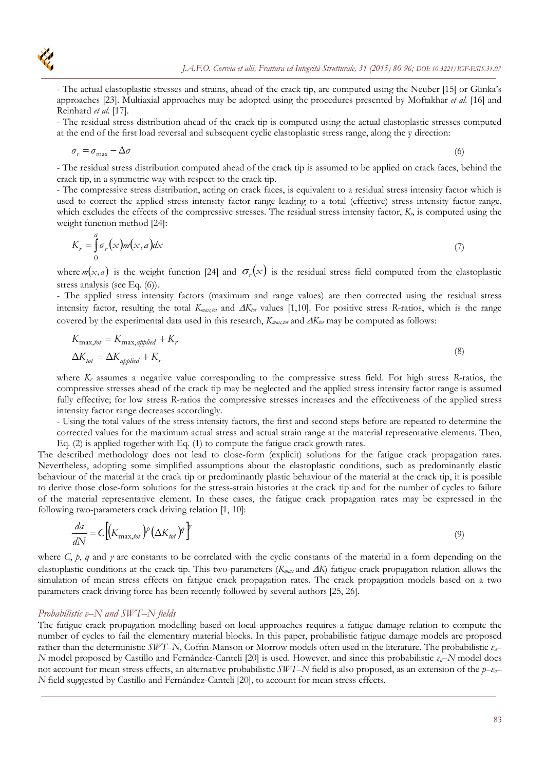- The actual elastoplastic stresses and strains, ahead of the crack tip, are computed using the Neuber [15] or Glinka's approaches [23]. Multiaxial approaches may be adopted using the procedures presented by Moftakhar *et al.* [16] and Reinhard *et al.* [17].

- The residual stress distribution ahead of the crack tip is computed using the actual elastoplastic stresses computed at the end of the first load reversal and subsequent cyclic elastoplastic stress range, along the y direction:

$$\sigma_r = \sigma_{\max} - \Delta\sigma \tag{6}$$

- The residual stress distribution computed ahead of the crack tip is assumed to be applied on crack faces, behind the crack tip, in a symmetric way with respect to the crack tip.

- The compressive stress distribution, acting on crack faces, is equivalent to a residual stress intensity factor which is used to correct the applied stress intensity factor range leading to a total (effective) stress intensity factor range, which excludes the effects of the compressive stresses. The residual stress intensity factor, $K_r$, is computed using the weight function method [24]:

$$K_r = \int_0^a \sigma_r(x) m(x,a) dx \tag{7}$$

where $m(x,a)$ is the weight function [24] and $\sigma_r(x)$ is the residual stress field computed from the elastoplastic stress analysis (see Eq. (6)).

- The applied stress intensity factors (maximum and range values) are then corrected using the residual stress intensity factor, resulting the total $K_{max,tot}$ and $\Delta K_{tot}$ values [1,10]. For positive stress *R*-ratios, which is the range covered by the experimental data used in this research, $K_{max,tot}$ and $\Delta K_{tot}$ may be computed as follows:

$$\begin{aligned} K_{\max,tot} &= K_{\max,applied} + K_r \\ \Delta K_{tot} &= \Delta K_{applied} + K_r \end{aligned} \tag{8}$$

where $K_r$ assumes a negative value corresponding to the compressive stress field. For high stress *R*-ratios, the compressive stresses ahead of the crack tip may be neglected and the applied stress intensity factor range is assumed fully effective; for low stress *R*-ratios the compressive stresses increases and the effectiveness of the applied stress intensity factor range decreases accordingly.

- Using the total values of the stress intensity factors, the first and second steps before are repeated to determine the corrected values for the maximum actual stress and actual strain range at the material representative elements. Then, Eq. (2) is applied together with Eq. (1) to compute the fatigue crack growth rates.

The described methodology does not lead to close-form (explicit) solutions for the fatigue crack propagation rates. Nevertheless, adopting some simplified assumptions about the elastoplastic conditions, such as predominantly elastic behaviour of the material at the crack tip or predominantly plastic behaviour of the material at the crack tip, it is possible to derive those close-form solutions for the stress-strain histories at the crack tip and for the number of cycles to failure of the material representative element. In these cases, the fatigue crack propagation rates may be expressed in the following two-parameters crack driving relation [1, 10]:

$$\frac{da}{dN} = C\left[\left(K_{\max,tot}\right)^p \left(\Delta K_{tot}\right)^q\right]^\gamma \tag{9}$$

where *C*, *p*, *q* and *γ* are constants to be correlated with the cyclic constants of the material in a form depending on the elastoplastic conditions at the crack tip. This two-parameters ($K_{max}$ and $\Delta K$) fatigue crack propagation relation allows the simulation of mean stress effects on fatigue crack propagation rates. The crack propagation models based on a two parameters crack driving force has been recently followed by several authors [25, 26].

### *Probabilistic ε–N and SWT–N fields*

The fatigue crack propagation modelling based on local approaches requires a fatigue damage relation to compute the number of cycles to fail the elementary material blocks. In this paper, probabilistic fatigue damage models are proposed rather than the deterministic *SWT–N*, Coffin-Manson or Morrow models often used in the literature. The probabilistic $\varepsilon_a$–*N* model proposed by Castillo and Fernández-Canteli [20] is used. However, and since this probabilistic $\varepsilon_a$–*N* model does not account for mean stress effects, an alternative probabilistic *SWT–N* field is also proposed, as an extension of the *p*–$\varepsilon_a$–*N* field suggested by Castillo and Fernández-Canteli [20], to account for mean stress effects.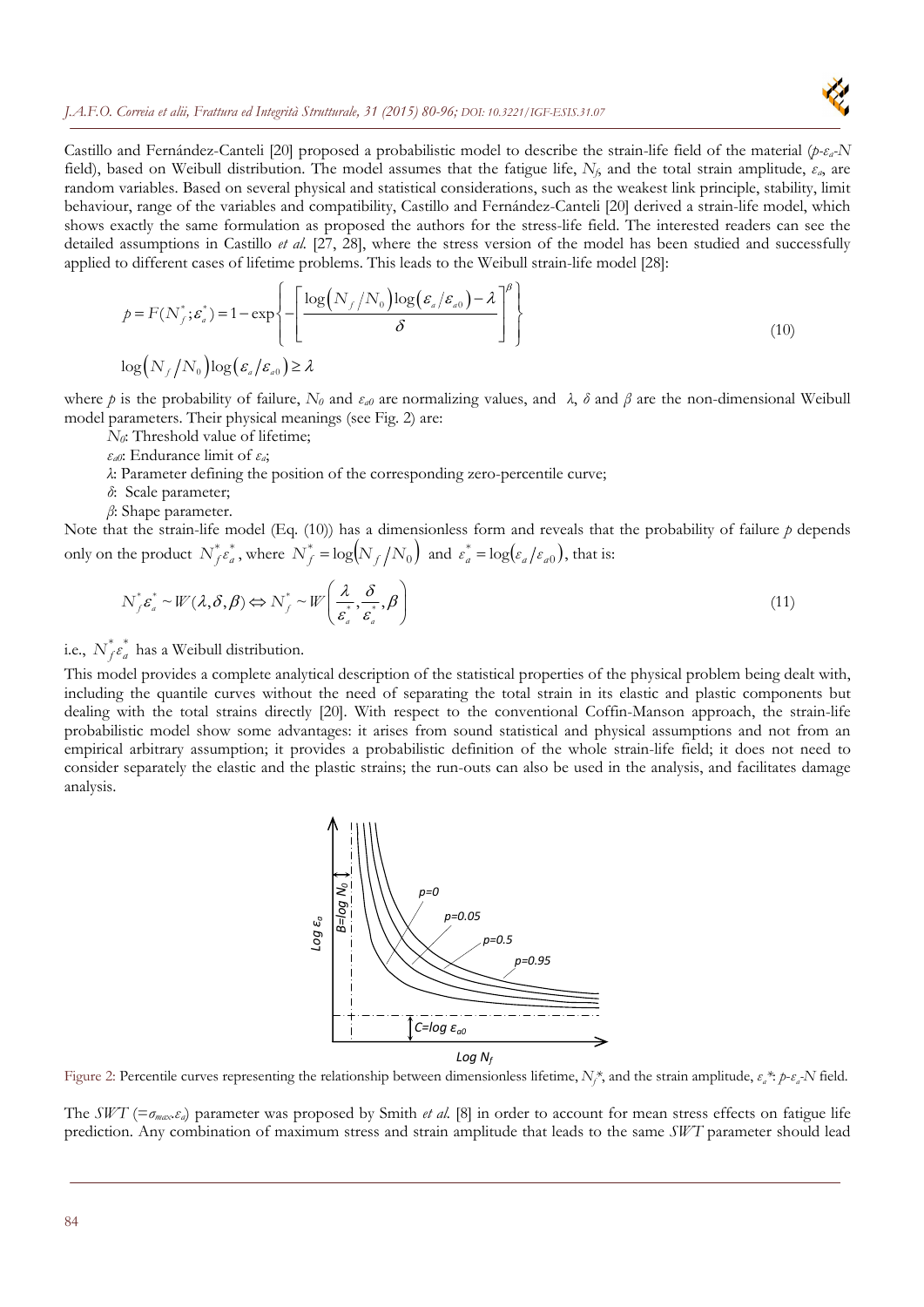Castillo and Fernández-Canteli [20] proposed a probabilistic model to describe the strain-life field of the material ($p$-$\varepsilon_a$-$N$ field), based on Weibull distribution. The model assumes that the fatigue life, $N_f$, and the total strain amplitude, $\varepsilon_a$, are random variables. Based on several physical and statistical considerations, such as the weakest link principle, stability, limit behaviour, range of the variables and compatibility, Castillo and Fernández-Canteli [20] derived a strain-life model, which shows exactly the same formulation as proposed the authors for the stress-life field. The interested readers can see the detailed assumptions in Castillo *et al.* [27, 28], where the stress version of the model has been studied and successfully applied to different cases of lifetime problems. This leads to the Weibull strain-life model [28]:

$$p = F(N_f^*;\varepsilon_a^*) = 1 - \exp\left\{ -\left[ \frac{\log\left(N_f/N_0\right)\log\left(\varepsilon_a/\varepsilon_{a0}\right) - \lambda}{\delta} \right]^{\beta} \right\}$$
$$\log\left(N_f/N_0\right)\log\left(\varepsilon_a/\varepsilon_{a0}\right) \geq \lambda \tag{10}$$

where $p$ is the probability of failure, $N_0$ and $\varepsilon_{a0}$ are normalizing values, and $\lambda$, $\delta$ and $\beta$ are the non-dimensional Weibull model parameters. Their physical meanings (see Fig. 2) are:

$N_0$: Threshold value of lifetime;
$\varepsilon_{a0}$: Endurance limit of $\varepsilon_a$;
$\lambda$: Parameter defining the position of the corresponding zero-percentile curve;
$\delta$: Scale parameter;
$\beta$: Shape parameter.

Note that the strain-life model (Eq. (10)) has a dimensionless form and reveals that the probability of failure $p$ depends only on the product $N_f^*\varepsilon_a^*$, where $N_f^* = \log\left(N_f/N_0\right)$ and $\varepsilon_a^* = \log\left(\varepsilon_a/\varepsilon_{a0}\right)$, that is:

$$N_f^*\varepsilon_a^* \sim W(\lambda,\delta,\beta) \Leftrightarrow N_f^* \sim W\left(\frac{\lambda}{\varepsilon_a^*},\frac{\delta}{\varepsilon_a^*},\beta\right) \tag{11}$$

i.e., $N_f^*\varepsilon_a^*$ has a Weibull distribution.

This model provides a complete analytical description of the statistical properties of the physical problem being dealt with, including the quantile curves without the need of separating the total strain in its elastic and plastic components but dealing with the total strains directly [20]. With respect to the conventional Coffin-Manson approach, the strain-life probabilistic model show some advantages: it arises from sound statistical and physical assumptions and not from an empirical arbitrary assumption; it provides a probabilistic definition of the whole strain-life field; it does not need to consider separately the elastic and the plastic strains; the run-outs can also be used in the analysis, and facilitates damage analysis.

Figure 2: Percentile curves representing the relationship between dimensionless lifetime, $N_f^*$, and the strain amplitude, $\varepsilon_a^*$: $p$-$\varepsilon_a$-$N$ field.

The $SWT$ ($=\sigma_{max}.\varepsilon_a$) parameter was proposed by Smith *et al.* [8] in order to account for mean stress effects on fatigue life prediction. Any combination of maximum stress and strain amplitude that leads to the same $SWT$ parameter should lead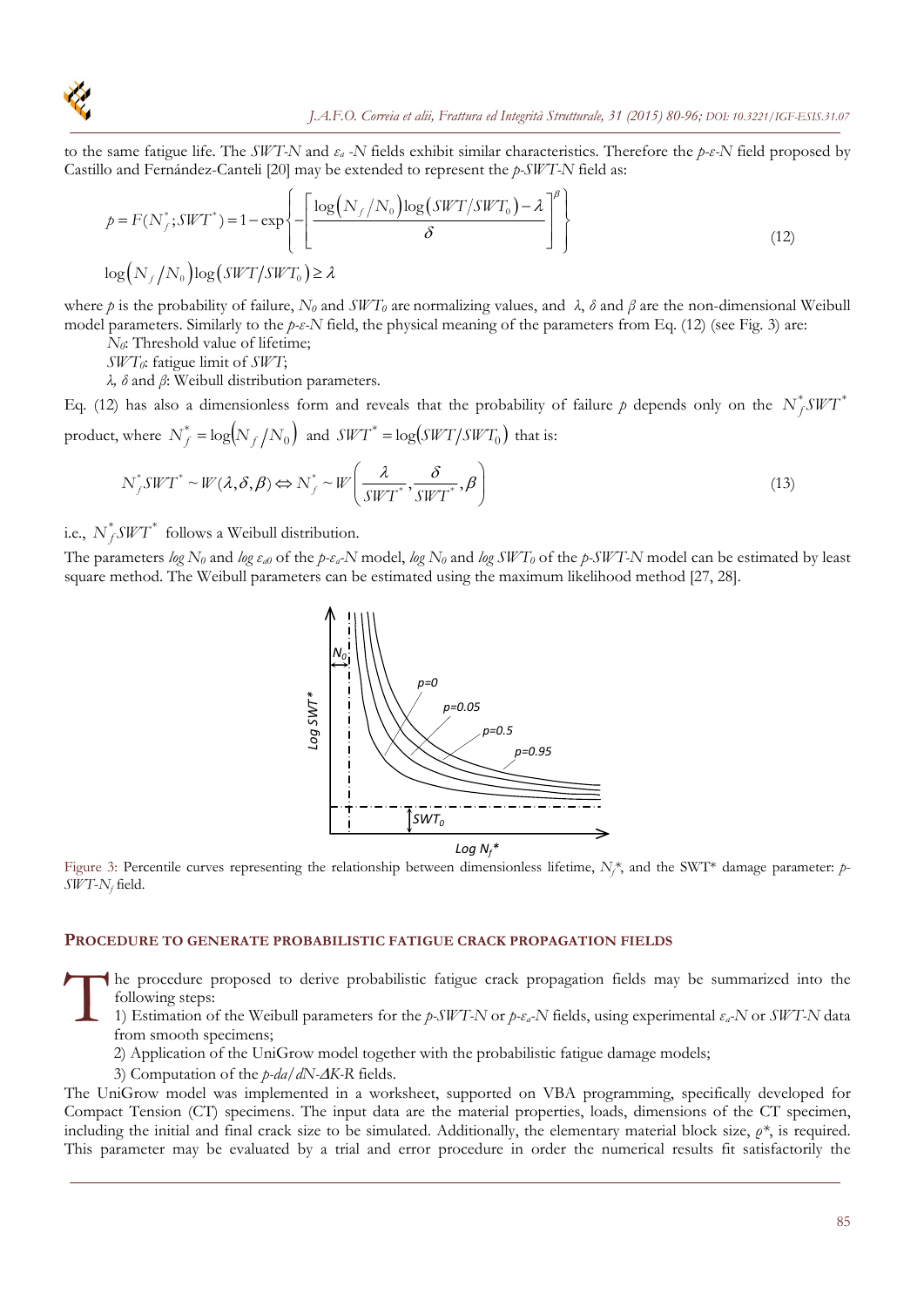to the same fatigue life. The *SWT-N* and $\varepsilon_a$ *-N* fields exhibit similar characteristics. Therefore the *p-ε-N* field proposed by Castillo and Fernández-Canteli [20] may be extended to represent the *p-SWT-N* field as:

$$p = F(N_f^*; SWT^*) = 1 - \exp\left\{ -\left[ \frac{\log\left(N_f/N_0\right)\log\left(SWT/SWT_0\right) - \lambda}{\delta} \right]^{\beta} \right\} \tag{12}$$

$$\log\left(N_f/N_0\right)\log\left(SWT/SWT_0\right) \geq \lambda$$

where $p$ is the probability of failure, $N_0$ and $SWT_0$ are normalizing values, and $\lambda$, $\delta$ and $\beta$ are the non-dimensional Weibull model parameters. Similarly to the *p-ε-N* field, the physical meaning of the parameters from Eq. (12) (see Fig. 3) are:

$N_0$: Threshold value of lifetime;

$SWT_0$: fatigue limit of *SWT*;

$\lambda$, $\delta$ and $\beta$: Weibull distribution parameters.

Eq. (12) has also a dimensionless form and reveals that the probability of failure $p$ depends only on the $N_f^* SWT^*$ product, where $N_f^* = \log\left(N_f/N_0\right)$ and $SWT^* = \log\left(SWT/SWT_0\right)$ that is:

$$N_f^* SWT^* \sim W(\lambda, \delta, \beta) \Leftrightarrow N_f^* \sim W\left(\frac{\lambda}{SWT^*}, \frac{\delta}{SWT^*}, \beta\right) \tag{13}$$

i.e., $N_f^* SWT^*$ follows a Weibull distribution.

The parameters $\log N_0$ and $\log \varepsilon_{a0}$ of the *p-ε$_a$-N* model, $\log N_0$ and $\log SWT_0$ of the *p-SWT-N* model can be estimated by least square method. The Weibull parameters can be estimated using the maximum likelihood method [27, 28].

Figure 3: Percentile curves representing the relationship between dimensionless lifetime, $N_f^*$, and the SWT* damage parameter: *p-SWT-N$_f$* field.

## PROCEDURE TO GENERATE PROBABILISTIC FATIGUE CRACK PROPAGATION FIELDS

The procedure proposed to derive probabilistic fatigue crack propagation fields may be summarized into the following steps:

1) Estimation of the Weibull parameters for the *p-SWT-N* or *p-ε$_a$-N* fields, using experimental $\varepsilon_a$*-N* or *SWT-N* data from smooth specimens;

2) Application of the UniGrow model together with the probabilistic fatigue damage models;

3) Computation of the *p-da/dN-ΔK-R* fields.

The UniGrow model was implemented in a worksheet, supported on VBA programming, specifically developed for Compact Tension (CT) specimens. The input data are the material properties, loads, dimensions of the CT specimen, including the initial and final crack size to be simulated. Additionally, the elementary material block size, $\rho^*$, is required. This parameter may be evaluated by a trial and error procedure in order the numerical results fit satisfactorily the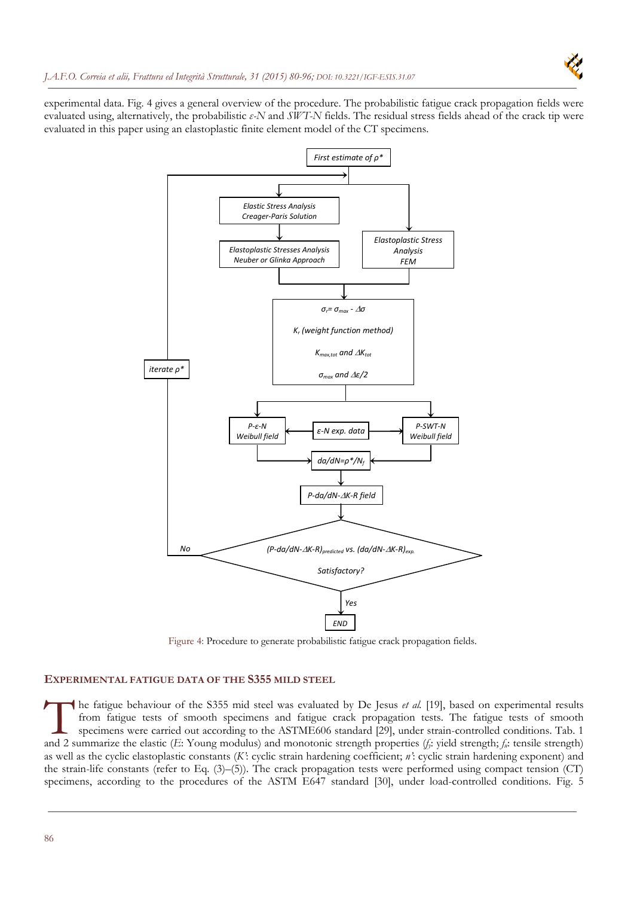experimental data. Fig. 4 gives a general overview of the procedure. The probabilistic fatigue crack propagation fields were evaluated using, alternatively, the probabilistic *ε-N* and *SWT-N* fields. The residual stress fields ahead of the crack tip were evaluated in this paper using an elastoplastic finite element model of the CT specimens.

Figure 4: Procedure to generate probabilistic fatigue crack propagation fields.

## EXPERIMENTAL FATIGUE DATA OF THE S355 MILD STEEL

The fatigue behaviour of the S355 mid steel was evaluated by De Jesus *et al.* [19], based on experimental results from fatigue tests of smooth specimens and fatigue crack propagation tests. The fatigue tests of smooth specimens were carried out according to the ASTME606 standard [29], under strain-controlled conditions. Tab. 1 and 2 summarize the elastic (*E*: Young modulus) and monotonic strength properties ($f_y$: yield strength; $f_u$: tensile strength) as well as the cyclic elastoplastic constants ($K'$: cyclic strain hardening coefficient; $n'$: cyclic strain hardening exponent) and the strain-life constants (refer to Eq. (3)–(5)). The crack propagation tests were performed using compact tension (CT) specimens, according to the procedures of the ASTM E647 standard [30], under load-controlled conditions. Fig. 5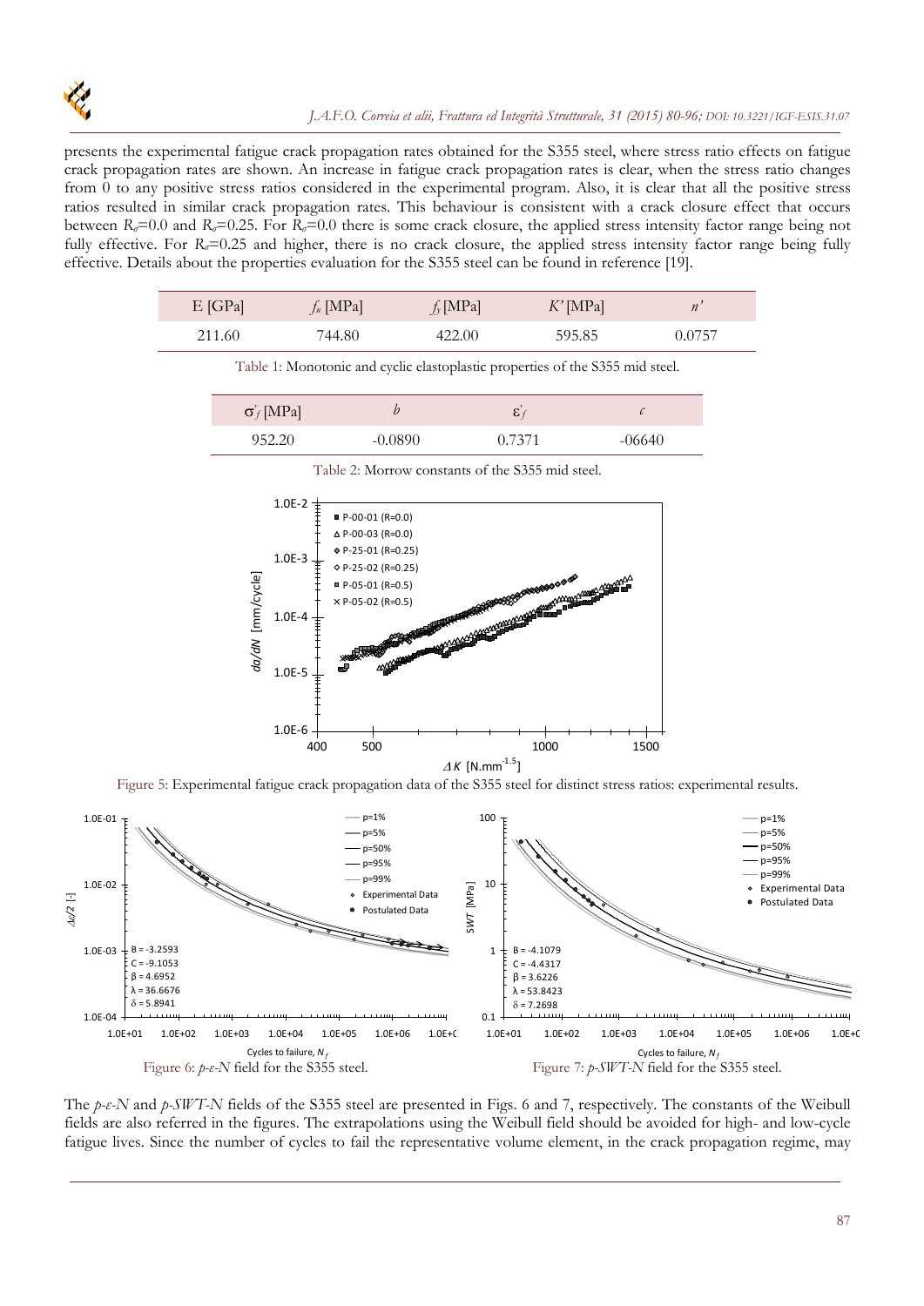presents the experimental fatigue crack propagation rates obtained for the S355 steel, where stress ratio effects on fatigue crack propagation rates are shown. An increase in fatigue crack propagation rates is clear, when the stress ratio changes from 0 to any positive stress ratios considered in the experimental program. Also, it is clear that all the positive stress ratios resulted in similar crack propagation rates. This behaviour is consistent with a crack closure effect that occurs between $R_\sigma$=0.0 and $R_\sigma$=0.25. For $R_\sigma$=0.0 there is some crack closure, the applied stress intensity factor range being not fully effective. For $R_\sigma$=0.25 and higher, there is no crack closure, the applied stress intensity factor range being fully effective. Details about the properties evaluation for the S355 steel can be found in reference [19].

| E [GPa] | $f_u$ [MPa] | $f_y$ [MPa] | $K'$ [MPa] | $n'$ |
|---|---|---|---|---|
| 211.60 | 744.80 | 422.00 | 595.85 | 0.0757 |

Table 1: Monotonic and cyclic elastoplastic properties of the S355 mid steel.

| $\sigma'_f$ [MPa] | $b$ | $\varepsilon'_f$ | $c$ |
|---|---|---|---|
| 952.20 | -0.0890 | 0.7371 | -06640 |

Table 2: Morrow constants of the S355 mid steel.

Figure 5: Experimental fatigue crack propagation data of the S355 steel for distinct stress ratios: experimental results.

Figure 6: $p$-$\varepsilon$-$N$ field for the S355 steel.

Figure 7: $p$-$SWT$-$N$ field for the S355 steel.

The $p$-$\varepsilon$-$N$ and $p$-$SWT$-$N$ fields of the S355 steel are presented in Figs. 6 and 7, respectively. The constants of the Weibull fields are also referred in the figures. The extrapolations using the Weibull field should be avoided for high- and low-cycle fatigue lives. Since the number of cycles to fail the representative volume element, in the crack propagation regime, may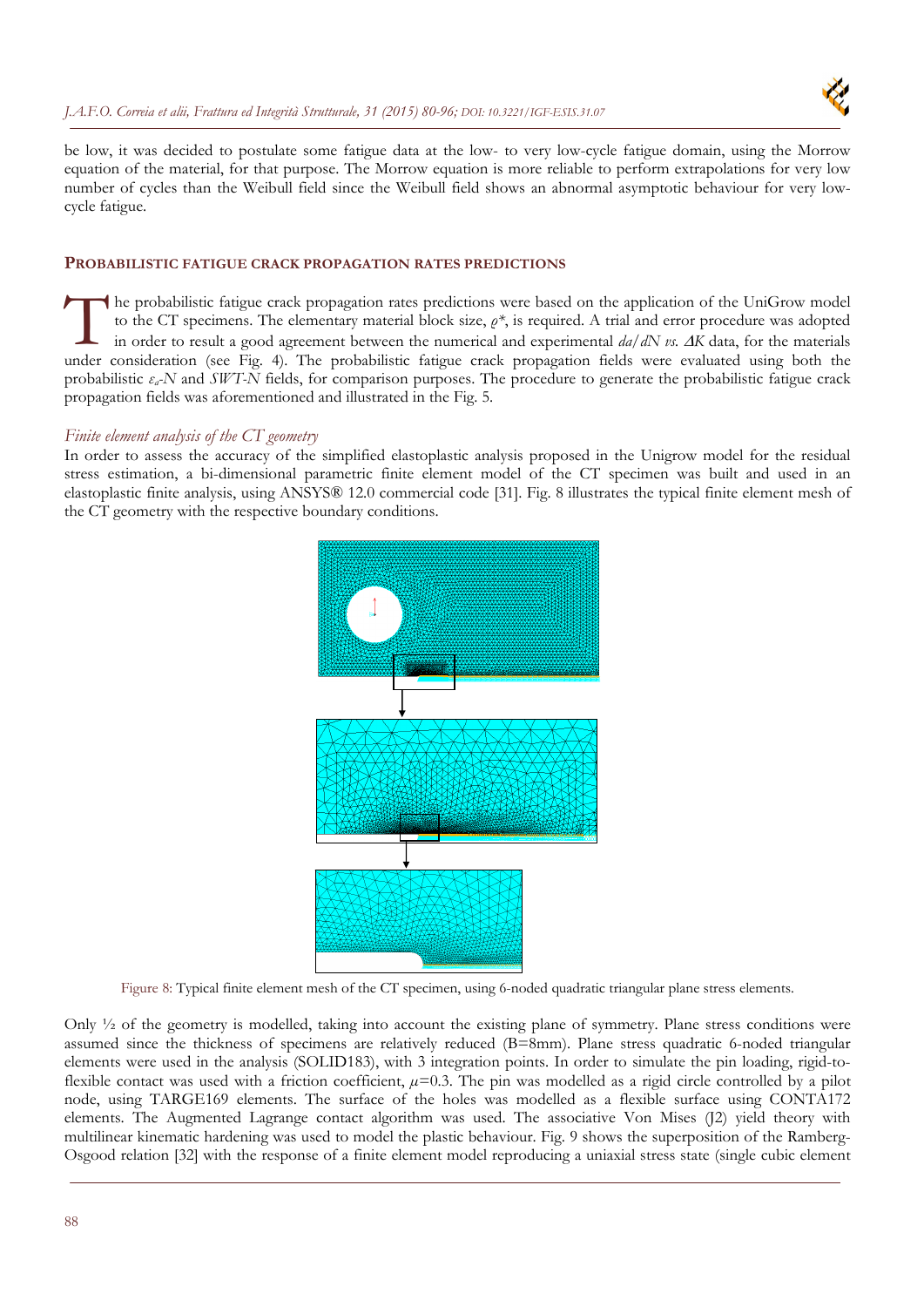be low, it was decided to postulate some fatigue data at the low- to very low-cycle fatigue domain, using the Morrow equation of the material, for that purpose. The Morrow equation is more reliable to perform extrapolations for very low number of cycles than the Weibull field since the Weibull field shows an abnormal asymptotic behaviour for very low-cycle fatigue.

## PROBABILISTIC FATIGUE CRACK PROPAGATION RATES PREDICTIONS

The probabilistic fatigue crack propagation rates predictions were based on the application of the UniGrow model to the CT specimens. The elementary material block size, $\rho^*$, is required. A trial and error procedure was adopted in order to result a good agreement between the numerical and experimental $da/dN$ *vs.* $\Delta K$ data, for the materials under consideration (see Fig. 4). The probabilistic fatigue crack propagation fields were evaluated using both the probabilistic $\varepsilon_a$-$N$ and *SWT*-$N$ fields, for comparison purposes. The procedure to generate the probabilistic fatigue crack propagation fields was aforementioned and illustrated in the Fig. 5.

### *Finite element analysis of the CT geometry*

In order to assess the accuracy of the simplified elastoplastic analysis proposed in the Unigrow model for the residual stress estimation, a bi-dimensional parametric finite element model of the CT specimen was built and used in an elastoplastic finite element analysis, using ANSYS® 12.0 commercial code [31]. Fig. 8 illustrates the typical finite element mesh of the CT geometry with the respective boundary conditions.

Figure 8: Typical finite element mesh of the CT specimen, using 6-noded quadratic triangular plane stress elements.

Only ½ of the geometry is modelled, taking into account the existing plane of symmetry. Plane stress conditions were assumed since the thickness of specimens are relatively reduced (B=8mm). Plane stress quadratic 6-noded triangular elements were used in the analysis (SOLID183), with 3 integration points. In order to simulate the pin loading, rigid-to-flexible contact was used with a friction coefficient, $\mu$=0.3. The pin was modelled as a rigid circle controlled by a pilot node, using TARGE169 elements. The surface of the holes was modelled as a flexible surface using CONTA172 elements. The Augmented Lagrange contact algorithm was used. The associative Von Mises (J2) yield theory with multilinear kinematic hardening was used to model the plastic behaviour. Fig. 9 shows the superposition of the Ramberg-Osgood relation [32] with the response of a finite element model reproducing a uniaxial stress state (single cubic element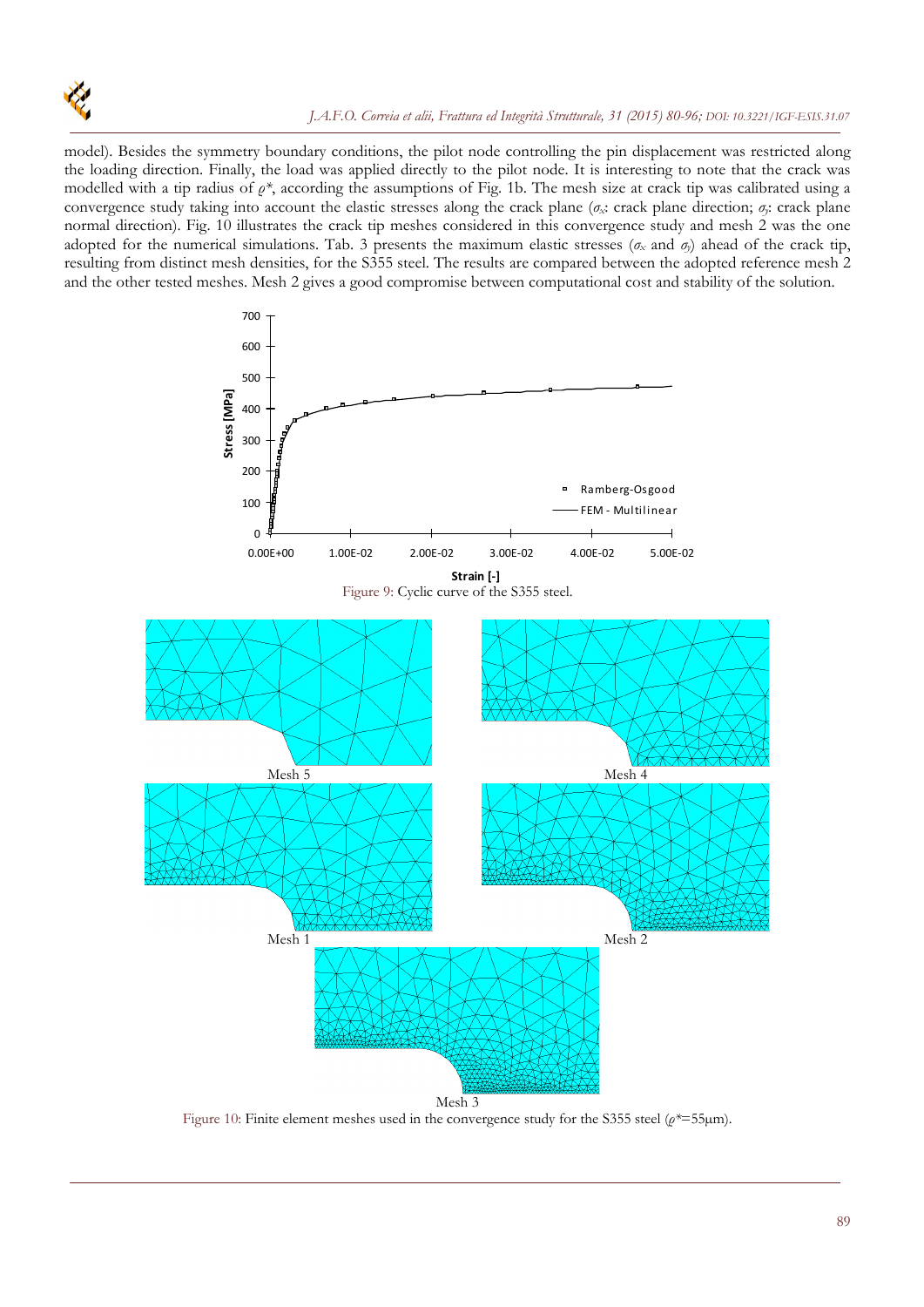model). Besides the symmetry boundary conditions, the pilot node controlling the pin displacement was restricted along the loading direction. Finally, the load was applied directly to the pilot node. It is interesting to note that the crack was modelled with a tip radius of $\rho^*$, according the assumptions of Fig. 1b. The mesh size at crack tip was calibrated using a convergence study taking into account the elastic stresses along the crack plane ($\sigma_x$: crack plane direction; $\sigma_y$: crack plane normal direction). Fig. 10 illustrates the crack tip meshes considered in this convergence study and mesh 2 was the one adopted for the numerical simulations. Tab. 3 presents the maximum elastic stresses ($\sigma_x$ and $\sigma_y$) ahead of the crack tip, resulting from distinct mesh densities, for the S355 steel. The results are compared between the adopted reference mesh 2 and the other tested meshes. Mesh 2 gives a good compromise between computational cost and stability of the solution.

Figure 9: Cyclic curve of the S355 steel.

Figure 10: Finite element meshes used in the convergence study for the S355 steel ($\rho^*$=55μm).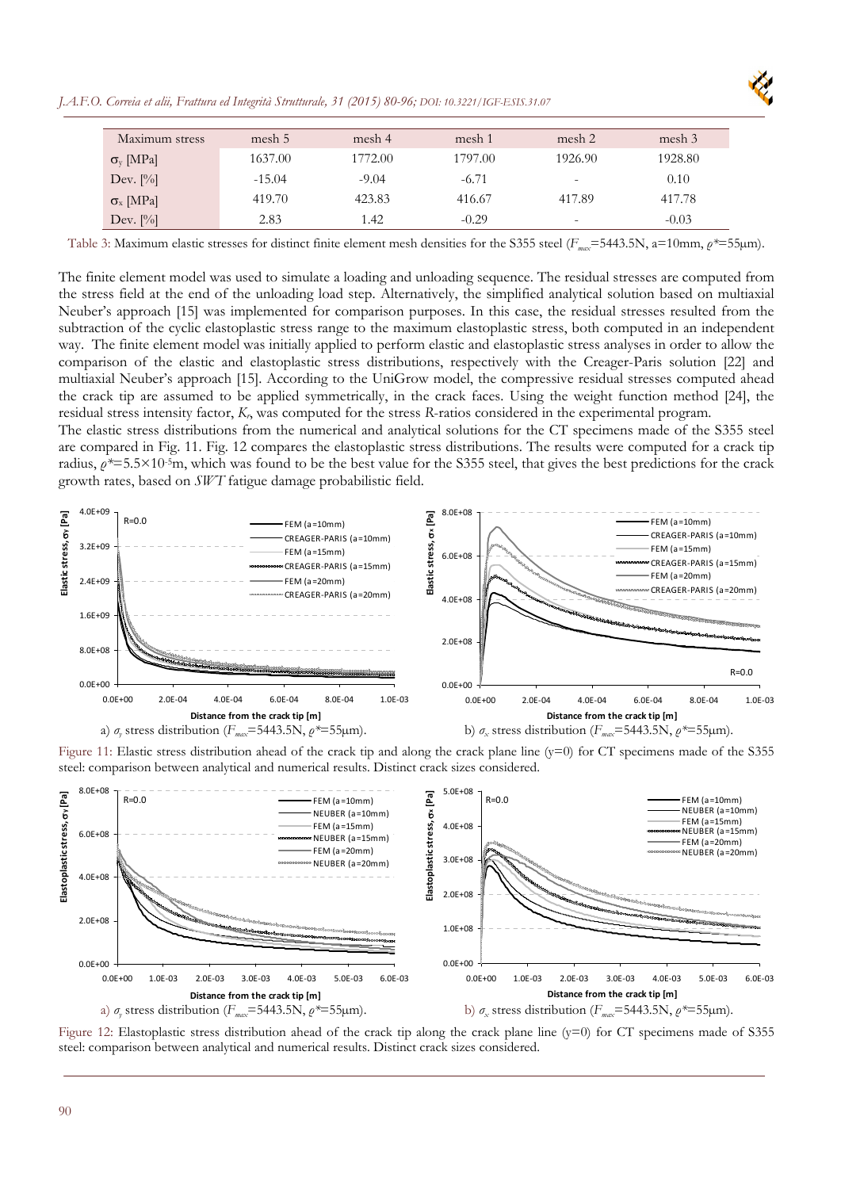| Maximum stress | mesh 5 | mesh 4 | mesh 1 | mesh 2 | mesh 3 |
|---|---|---|---|---|---|
| $\sigma_y$ [MPa] | 1637.00 | 1772.00 | 1797.00 | 1926.90 | 1928.80 |
| Dev. [%] | -15.04 | -9.04 | -6.71 | - | 0.10 |
| $\sigma_x$ [MPa] | 419.70 | 423.83 | 416.67 | 417.89 | 417.78 |
| Dev. [%] | 2.83 | 1.42 | -0.29 | - | -0.03 |

Table 3: Maximum elastic stresses for distinct finite element mesh densities for the S355 steel ($F_{max}$=5443.5N, a=10mm, $\rho^*$=55μm).

The finite element model was used to simulate a loading and unloading sequence. The residual stresses are computed from the stress field at the end of the unloading load step. Alternatively, the simplified analytical solution based on multiaxial Neuber's approach [15] was implemented for comparison purposes. In this case, the residual stresses resulted from the subtraction of the cyclic elastoplastic stress range to the maximum elastoplastic stress, both computed in an independent way. The finite element model was initially applied to perform elastic and elastoplastic stress analyses in order to allow the comparison of the elastic and elastoplastic stress distributions, respectively with the Creager-Paris solution [22] and multiaxial Neuber's approach [15]. According to the UniGrow model, the compressive residual stresses computed ahead the crack tip are assumed to be applied symmetrically, in the crack faces. Using the weight function method [24], the residual stress intensity factor, $K_r$, was computed for the stress $R$-ratios considered in the experimental program.

The elastic stress distributions from the numerical and analytical solutions for the CT specimens made of the S355 steel are compared in Fig. 11. Fig. 12 compares the elastoplastic stress distributions. The results were computed for a crack tip radius, $\rho^*=5.5\times10^{-5}$m, which was found to be the best value for the S355 steel, that gives the best predictions for the crack growth rates, based on *SWT* fatigue damage probabilistic field.

a) $\sigma_y$ stress distribution ($F_{max}$=5443.5N, $\rho^*$=55μm). b) $\sigma_x$ stress distribution ($F_{max}$=5443.5N, $\rho^*$=55μm).

Figure 11: Elastic stress distribution ahead of the crack tip and along the crack plane line (y=0) for CT specimens made of the S355 steel: comparison between analytical and numerical results. Distinct crack sizes considered.

a) $\sigma_y$ stress distribution ($F_{max}$=5443.5N, $\rho^*$=55μm). b) $\sigma_x$ stress distribution ($F_{max}$=5443.5N, $\rho^*$=55μm).

Figure 12: Elastoplastic stress distribution ahead of the crack tip along the crack plane line (y=0) for CT specimens made of S355 steel: comparison between analytical and numerical results. Distinct crack sizes considered.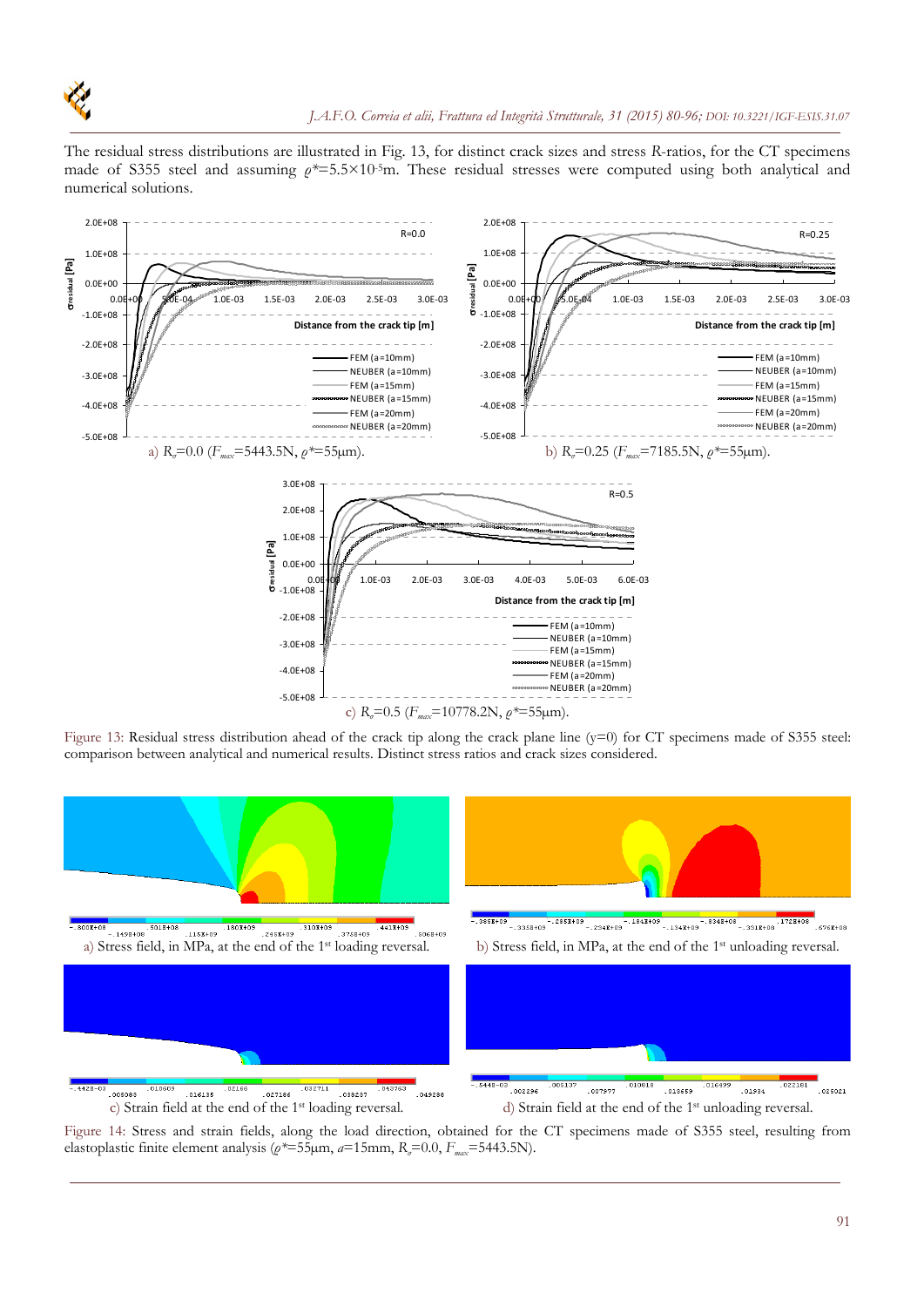The residual stress distributions are illustrated in Fig. 13, for distinct crack sizes and stress *R*-ratios, for the CT specimens made of S355 steel and assuming $\rho^{*}=5.5\times10^{-5}$m. These residual stresses were computed using both analytical and numerical solutions.

a) $R_{\sigma}=0.0$ ($F_{max}=5443.5$N, $\rho^{*}=55\mu$m).

b) $R_{\sigma}=0.25$ ($F_{max}=7185.5$N, $\rho^{*}=55\mu$m).

c) $R_{\sigma}=0.5$ ($F_{max}=10778.2$N, $\rho^{*}=55\mu$m).

Figure 13: Residual stress distribution ahead of the crack tip along the crack plane line (y=0) for CT specimens made of S355 steel: comparison between analytical and numerical results. Distinct stress ratios and crack sizes considered.

a) Stress field, in MPa, at the end of the 1st loading reversal.

b) Stress field, in MPa, at the end of the 1st unloading reversal.

c) Strain field at the end of the 1st loading reversal.

d) Strain field at the end of the 1st unloading reversal.

Figure 14: Stress and strain fields, along the load direction, obtained for the CT specimens made of S355 steel, resulting from elastoplastic finite element analysis ($\rho^{*}=55\mu$m, $a=15$mm, $R_{\sigma}=0.0$, $F_{max}=5443.5$N).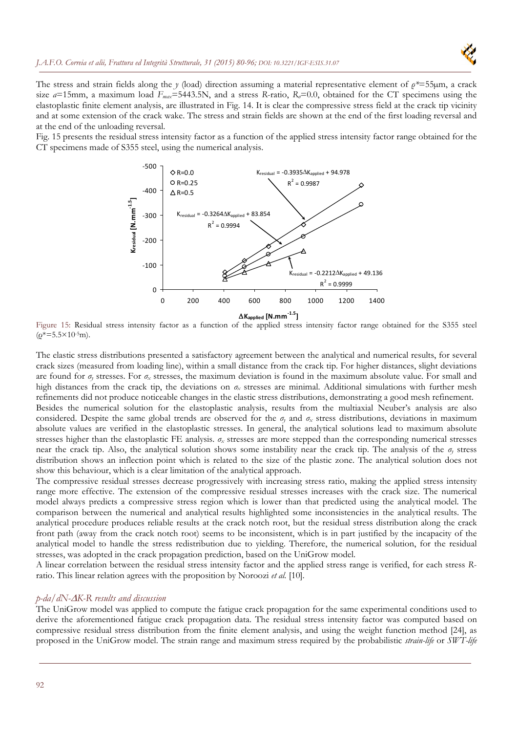The stress and strain fields along the $y$ (load) direction assuming a material representative element of $\rho^*$=55μm, a crack size $a$=15mm, a maximum load $F_{max}$=5443.5N, and a stress $R$-ratio, $R_\sigma$=0.0, obtained for the CT specimens using the elastoplastic finite element analysis, are illustrated in Fig. 14. It is clear the compressive stress field at the crack tip vicinity and at some extension of the crack wake. The stress and strain fields are shown at the end of the first loading reversal and at the end of the unloading reversal.

Fig. 15 presents the residual stress intensity factor as a function of the applied stress intensity factor range obtained for the CT specimens made of S355 steel, using the numerical analysis.

Figure 15: Residual stress intensity factor as a function of the applied stress intensity factor range obtained for the S355 steel ($\rho^*=5.5\times10^{-5}$m).

The elastic stress distributions presented a satisfactory agreement between the analytical and numerical results, for several crack sizes (measured from loading line), within a small distance from the crack tip. For higher distances, slight deviations are found for $\sigma_y$ stresses. For $\sigma_x$ stresses, the maximum deviation is found in the maximum absolute value. For small and high distances from the crack tip, the deviations on $\sigma_x$ stresses are minimal. Additional simulations with further mesh refinements did not produce noticeable changes in the elastic stress distributions, demonstrating a good mesh refinement.

Besides the numerical solution for the elastoplastic analysis, results from the multiaxial Neuber's analysis are also considered. Despite the same global trends are observed for the $\sigma_y$ and $\sigma_x$ stress distributions, deviations in maximum absolute values are verified in the elastoplastic stresses. In general, the analytical solutions lead to maximum absolute stresses higher than the elastoplastic FE analysis. $\sigma_x$ stresses are more stepped than the corresponding numerical stresses near the crack tip. Also, the analytical solution shows some instability near the crack tip. The analysis of the $\sigma_y$ stress distribution shows an inflection point which is related to the size of the plastic zone. The analytical solution does not show this behaviour, which is a clear limitation of the analytical approach.

The compressive residual stresses decrease progressively with increasing stress ratio, making the applied stress intensity range more effective. The extension of the compressive residual stresses increases with the crack size. The numerical model always predicts a compressive stress region which is lower than that predicted using the analytical model. The comparison between the numerical and analytical results highlighted some inconsistencies in the analytical results. The analytical procedure produces reliable results at the crack notch root, but the residual stress distribution along the crack front path (away from the crack notch root) seems to be inconsistent, which is in part justified by the incapacity of the analytical model to handle the stress redistribution due to yielding. Therefore, the numerical solution, for the residual stresses, was adopted in the crack propagation prediction, based on the UniGrow model.

A linear correlation between the residual stress intensity factor and the applied stress range is verified, for each stress $R$-ratio. This linear relation agrees with the proposition by Noroozi *et al.* [10].

### *p-da/dN-ΔK-R results and discussion*

The UniGrow model was applied to compute the fatigue crack propagation for the same experimental conditions used to derive the aforementioned fatigue crack propagation data. The residual stress intensity factor was computed based on compressive residual stress distribution from the finite element analysis, and using the weight function method [24], as proposed in the UniGrow model. The strain range and maximum stress required by the probabilistic *strain-life* or *SWT-life*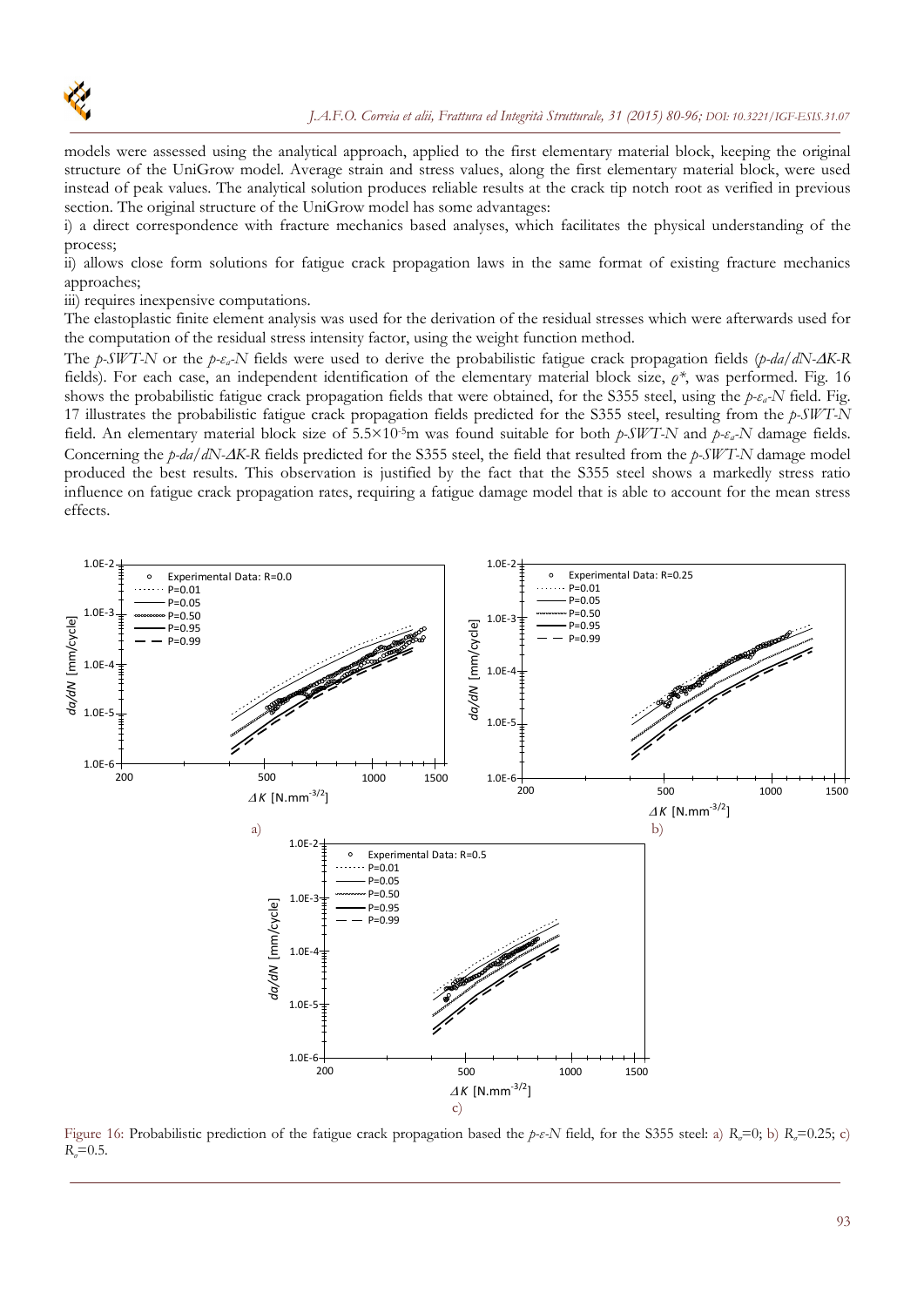models were assessed using the analytical approach, applied to the first elementary material block, keeping the original structure of the UniGrow model. Average strain and stress values, along the first elementary material block, were used instead of peak values. The analytical solution produces reliable results at the crack tip notch root as verified in previous section. The original structure of the UniGrow model has some advantages:

i) a direct correspondence with fracture mechanics based analyses, which facilitates the physical understanding of the process;

ii) allows close form solutions for fatigue crack propagation laws in the same format of existing fracture mechanics approaches;

iii) requires inexpensive computations.

The elastoplastic finite element analysis was used for the derivation of the residual stresses which were afterwards used for the computation of the residual stress intensity factor, using the weight function method.

The *p-SWT-N* or the $p$-$\varepsilon_a$-$N$ fields were used to derive the probabilistic fatigue crack propagation fields (*p-da/dN-ΔK-R* fields). For each case, an independent identification of the elementary material block size, $\rho^*$, was performed. Fig. 16 shows the probabilistic fatigue crack propagation fields that were obtained, for the S355 steel, using the $p$-$\varepsilon_a$-$N$ field. Fig. 17 illustrates the probabilistic fatigue crack propagation fields predicted for the S355 steel, resulting from the *p-SWT-N* field. An elementary material block size of $5.5\times10^{-5}$m was found suitable for both *p-SWT-N* and $p$-$\varepsilon_a$-$N$ damage fields. Concerning the *p-da/dN-ΔK-R* fields predicted for the S355 steel, the field that resulted from the *p-SWT-N* damage model produced the best results. This observation is justified by the fact that the S355 steel shows a markedly stress ratio influence on fatigue crack propagation rates, requiring a fatigue damage model that is able to account for the mean stress effects.

Figure 16: Probabilistic prediction of the fatigue crack propagation based the *p-ε-N* field, for the S355 steel: a) $R_\sigma$=0; b) $R_\sigma$=0.25; c) $R_\sigma$=0.5.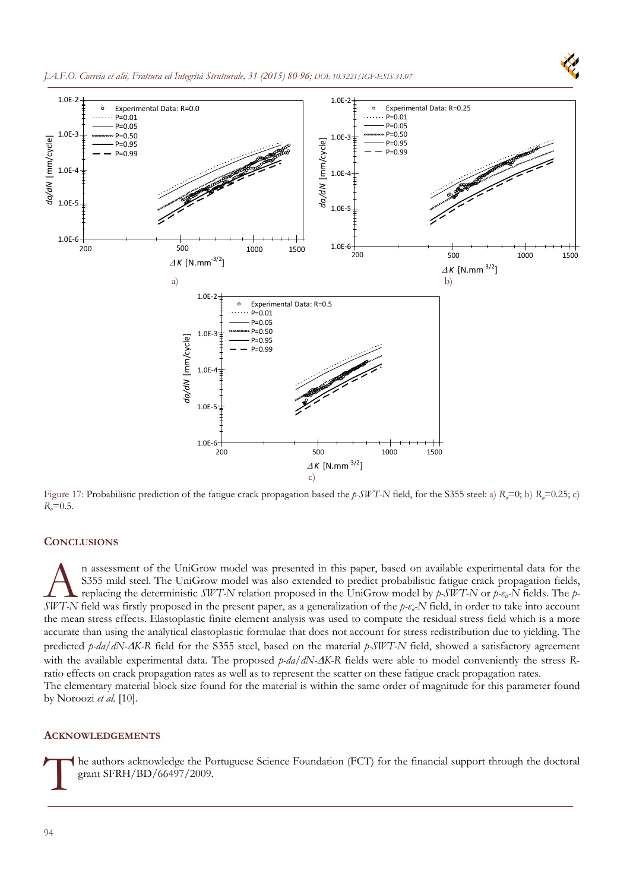Figure 17: Probabilistic prediction of the fatigue crack propagation based the *p-SWT-N* field, for the S355 steel: a) $R_\sigma$=0; b) $R_\sigma$=0.25; c) $R_\sigma$=0.5.

## CONCLUSIONS

An assessment of the UniGrow model was presented in this paper, based on available experimental data for the S355 mild steel. The UniGrow model was also extended to predict probabilistic fatigue crack propagation fields, replacing the deterministic *SWT-N* relation proposed in the UniGrow model by *p-SWT-N* or $p$-$\varepsilon_a$-$N$ fields. The *p-SWT-N* field was firstly proposed in the present paper, as a generalization of the $p$-$\varepsilon_a$-$N$ field, in order to take into account the mean stress effects. Elastoplastic finite element analysis was used to compute the residual stress field which is a more accurate than using the analytical elastoplastic formulae that does not account for stress redistribution due to yielding. The predicted *p-da/dN-ΔK-R* field for the S355 steel, based on the material *p-SWT-N* field, showed a satisfactory agreement with the available experimental data. The proposed *p-da/dN-ΔK-R* fields were able to model conveniently the stress *R*-ratio effects on crack propagation rates as well as to represent the scatter on these fatigue crack propagation rates.
The elementary material block size found for the material is within the same order of magnitude for this parameter found by Noroozi *et al.* [10].

## ACKNOWLEDGEMENTS

The authors acknowledge the Portuguese Science Foundation (FCT) for the financial support through the doctoral grant SFRH/BD/66497/2009.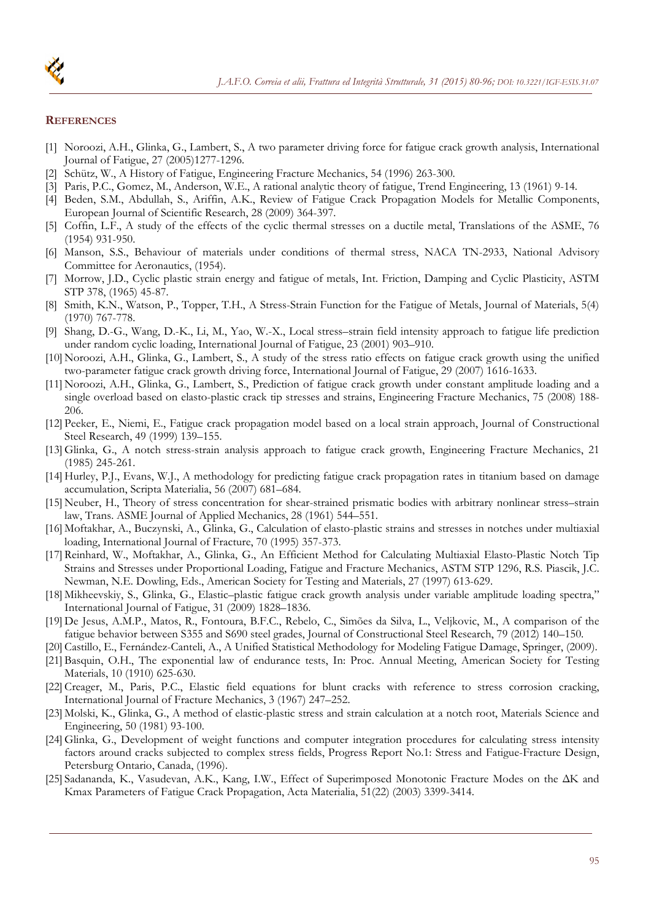## REFERENCES

[1] Noroozi, A.H., Glinka, G., Lambert, S., A two parameter driving force for fatigue crack growth analysis, International Journal of Fatigue, 27 (2005)1277-1296.

[2] Schütz, W., A History of Fatigue, Engineering Fracture Mechanics, 54 (1996) 263-300.

[3] Paris, P.C., Gomez, M., Anderson, W.E., A rational analytic theory of fatigue, Trend Engineering, 13 (1961) 9-14.

[4] Beden, S.M., Abdullah, S., Ariffin, A.K., Review of Fatigue Crack Propagation Models for Metallic Components, European Journal of Scientific Research, 28 (2009) 364-397.

[5] Coffin, L.F., A study of the effects of the cyclic thermal stresses on a ductile metal, Translations of the ASME, 76 (1954) 931-950.

[6] Manson, S.S., Behaviour of materials under conditions of thermal stress, NACA TN-2933, National Advisory Committee for Aeronautics, (1954).

[7] Morrow, J.D., Cyclic plastic strain energy and fatigue of metals, Int. Friction, Damping and Cyclic Plasticity, ASTM STP 378, (1965) 45-87.

[8] Smith, K.N., Watson, P., Topper, T.H., A Stress-Strain Function for the Fatigue of Metals, Journal of Materials, 5(4) (1970) 767-778.

[9] Shang, D.-G., Wang, D.-K., Li, M., Yao, W.-X., Local stress–strain field intensity approach to fatigue life prediction under random cyclic loading, International Journal of Fatigue, 23 (2001) 903–910.

[10] Noroozi, A.H., Glinka, G., Lambert, S., A study of the stress ratio effects on fatigue crack growth using the unified two-parameter fatigue crack growth driving force, International Journal of Fatigue, 29 (2007) 1616-1633.

[11] Noroozi, A.H., Glinka, G., Lambert, S., Prediction of fatigue crack growth under constant amplitude loading and a single overload based on elasto-plastic crack tip stresses and strains, Engineering Fracture Mechanics, 75 (2008) 188-206.

[12] Peeker, E., Niemi, E., Fatigue crack propagation model based on a local strain approach, Journal of Constructional Steel Research, 49 (1999) 139–155.

[13] Glinka, G., A notch stress-strain analysis approach to fatigue crack growth, Engineering Fracture Mechanics, 21 (1985) 245-261.

[14] Hurley, P.J., Evans, W.J., A methodology for predicting fatigue crack propagation rates in titanium based on damage accumulation, Scripta Materialia, 56 (2007) 681–684.

[15] Neuber, H., Theory of stress concentration for shear-strained prismatic bodies with arbitrary nonlinear stress–strain law, Trans. ASME Journal of Applied Mechanics, 28 (1961) 544–551.

[16] Moftakhar, A., Buczynski, A., Glinka, G., Calculation of elasto-plastic strains and stresses in notches under multiaxial loading, International Journal of Fracture, 70 (1995) 357-373.

[17] Reinhard, W., Moftakhar, A., Glinka, G., An Efficient Method for Calculating Multiaxial Elasto-Plastic Notch Tip Strains and Stresses under Proportional Loading, Fatigue and Fracture Mechanics, ASTM STP 1296, R.S. Piascik, J.C. Newman, N.E. Dowling, Eds., American Society for Testing and Materials, 27 (1997) 613-629.

[18] Mikheevskiy, S., Glinka, G., Elastic–plastic fatigue crack growth analysis under variable amplitude loading spectra," International Journal of Fatigue, 31 (2009) 1828–1836.

[19] De Jesus, A.M.P., Matos, R., Fontoura, B.F.C., Rebelo, C., Simões da Silva, L., Veljkovic, M., A comparison of the fatigue behavior between S355 and S690 steel grades, Journal of Constructional Steel Research, 79 (2012) 140–150.

[20] Castillo, E., Fernández-Canteli, A., A Unified Statistical Methodology for Modeling Fatigue Damage, Springer, (2009).

[21] Basquin, O.H., The exponential law of endurance tests, In: Proc. Annual Meeting, American Society for Testing Materials, 10 (1910) 625-630.

[22] Creager, M., Paris, P.C., Elastic field equations for blunt cracks with reference to stress corrosion cracking, International Journal of Fracture Mechanics, 3 (1967) 247–252.

[23] Molski, K., Glinka, G., A method of elastic-plastic stress and strain calculation at a notch root, Materials Science and Engineering, 50 (1981) 93-100.

[24] Glinka, G., Development of weight functions and computer integration procedures for calculating stress intensity factors around cracks subjected to complex stress fields, Progress Report No.1: Stress and Fatigue-Fracture Design, Petersburg Ontario, Canada, (1996).

[25] Sadananda, K., Vasudevan, A.K., Kang, I.W., Effect of Superimposed Monotonic Fracture Modes on the ΔK and Kmax Parameters of Fatigue Crack Propagation, Acta Materialia, 51(22) (2003) 3399-3414.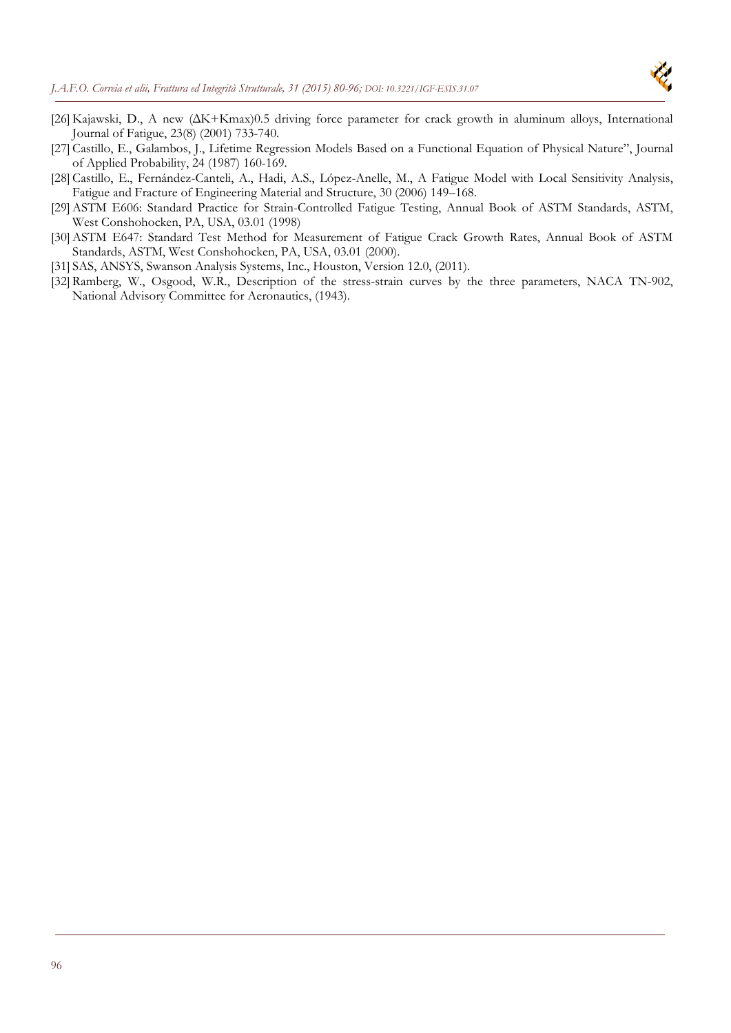[26] Kajawski, D., A new (ΔK+Kmax)0.5 driving force parameter for crack growth in aluminum alloys, International Journal of Fatigue, 23(8) (2001) 733-740.

[27] Castillo, E., Galambos, J., Lifetime Regression Models Based on a Functional Equation of Physical Nature", Journal of Applied Probability, 24 (1987) 160-169.

[28] Castillo, E., Fernández-Canteli, A., Hadi, A.S., López-Anelle, M., A Fatigue Model with Local Sensitivity Analysis, Fatigue and Fracture of Engineering Material and Structure, 30 (2006) 149–168.

[29] ASTM E606: Standard Practice for Strain-Controlled Fatigue Testing, Annual Book of ASTM Standards, ASTM, West Conshohocken, PA, USA, 03.01 (1998)

[30] ASTM E647: Standard Test Method for Measurement of Fatigue Crack Growth Rates, Annual Book of ASTM Standards, ASTM, West Conshohocken, PA, USA, 03.01 (2000).

[31] SAS, ANSYS, Swanson Analysis Systems, Inc., Houston, Version 12.0, (2011).

[32] Ramberg, W., Osgood, W.R., Description of the stress-strain curves by the three parameters, NACA TN-902, National Advisory Committee for Aeronautics, (1943).